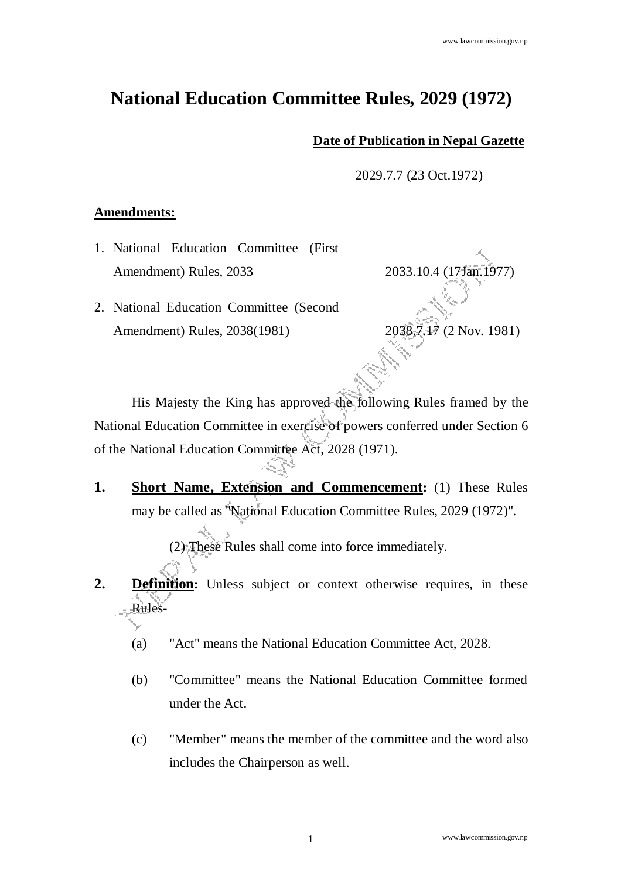# National Education Committee Rules, 2029 (1972)

**Date of Publication in Nepal Gazette**

2029.7.7 (23 Oct.1972)

**Amendments:**

1. National Education Committee (First Amendment) Rules, 2033 — 2033.10.4 (17Jan.1977)
2. National Education Committee (Second Amendment) Rules, 2038(1981) — 2038.7.17 (2 Nov. 1981)

His Majesty the King has approved the following Rules framed by the National Education Committee in exercise of powers conferred under Section 6 of the National Education Committee Act, 2028 (1971).

**1. Short Name, Extension and Commencement:** (1) These Rules may be called as "National Education Committee Rules, 2029 (1972)".

(2) These Rules shall come into force immediately.

**2. Definition:** Unless subject or context otherwise requires, in these Rules-

(a) "Act" means the National Education Committee Act, 2028.

(b) "Committee" means the National Education Committee formed under the Act.

(c) "Member" means the member of the committee and the word also includes the Chairperson as well.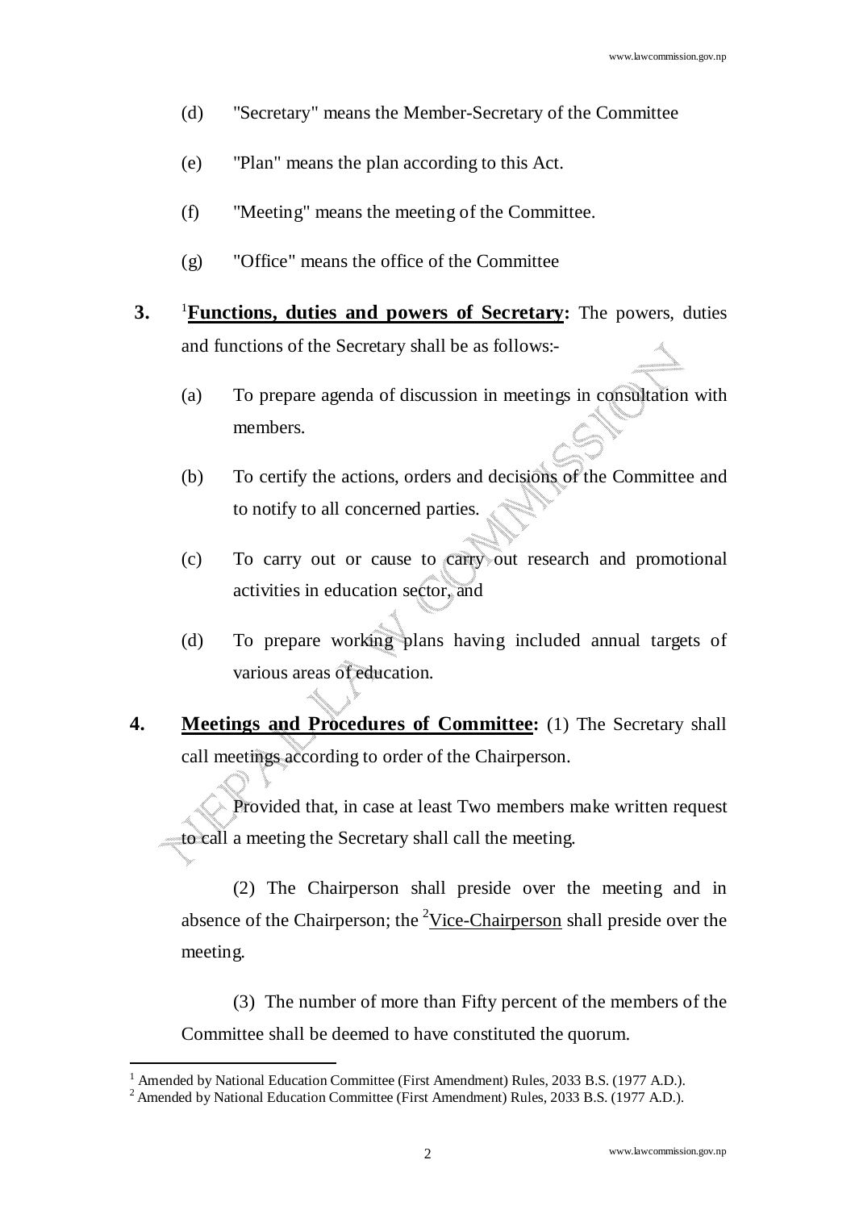(d) "Secretary" means the Member-Secretary of the Committee

(e) "Plan" means the plan according to this Act.

(f) "Meeting" means the meeting of the Committee.

(g) "Office" means the office of the Committee

**3.** [1]**Functions, duties and powers of Secretary:** The powers, duties and functions of the Secretary shall be as follows:-

(a) To prepare agenda of discussion in meetings in consultation with members.

(b) To certify the actions, orders and decisions of the Committee and to notify to all concerned parties.

(c) To carry out or cause to carry out research and promotional activities in education sector, and

(d) To prepare working plans having included annual targets of various areas of education.

**4.** **Meetings and Procedures of Committee:** (1) The Secretary shall call meetings according to order of the Chairperson.

Provided that, in case at least Two members make written request to call a meeting the Secretary shall call the meeting.

(2) The Chairperson shall preside over the meeting and in absence of the Chairperson; the [2]Vice-Chairperson shall preside over the meeting.

(3) The number of more than Fifty percent of the members of the Committee shall be deemed to have constituted the quorum.

---

[1] Amended by National Education Committee (First Amendment) Rules, 2033 B.S. (1977 A.D.).

[2] Amended by National Education Committee (First Amendment) Rules, 2033 B.S. (1977 A.D.).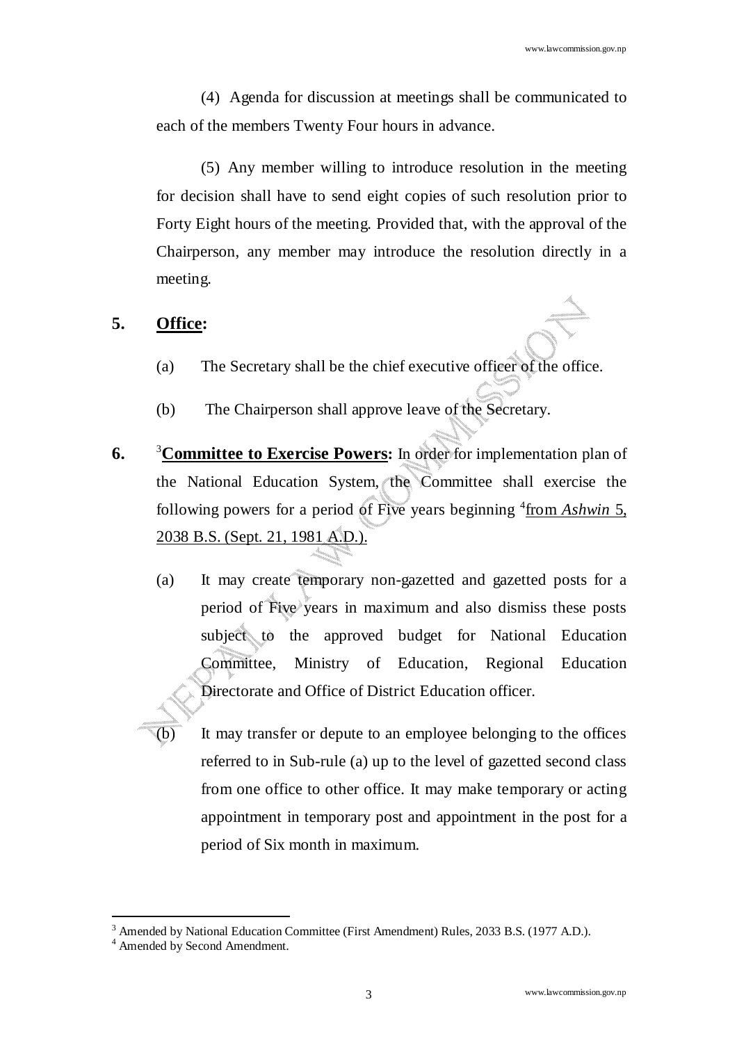(4) Agenda for discussion at meetings shall be communicated to each of the members Twenty Four hours in advance.

(5) Any member willing to introduce resolution in the meeting for decision shall have to send eight copies of such resolution prior to Forty Eight hours of the meeting. Provided that, with the approval of the Chairperson, any member may introduce the resolution directly in a meeting.

**5. Office:**

(a) The Secretary shall be the chief executive officer of the office.

(b) The Chairperson shall approve leave of the Secretary.

**6.** [3]**Committee to Exercise Powers:** In order for implementation plan of the National Education System, the Committee shall exercise the following powers for a period of Five years beginning [4]from *Ashwin* 5, 2038 B.S. (Sept. 21, 1981 A.D.).

(a) It may create temporary non-gazetted and gazetted posts for a period of Five years in maximum and also dismiss these posts subject to the approved budget for National Education Committee, Ministry of Education, Regional Education Directorate and Office of District Education officer.

(b) It may transfer or depute to an employee belonging to the offices referred to in Sub-rule (a) up to the level of gazetted second class from one office to other office. It may make temporary or acting appointment in temporary post and appointment in the post for a period of Six month in maximum.

---

[3] Amended by National Education Committee (First Amendment) Rules, 2033 B.S. (1977 A.D.).

[4] Amended by Second Amendment.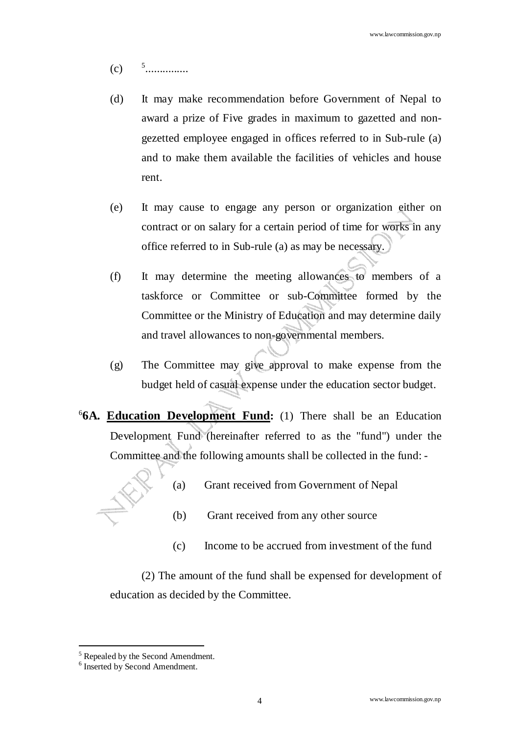(c) [5]...............

(d) It may make recommendation before Government of Nepal to award a prize of Five grades in maximum to gazetted and non-gezetted employee engaged in offices referred to in Sub-rule (a) and to make them available the facilities of vehicles and house rent.

(e) It may cause to engage any person or organization either on contract or on salary for a certain period of time for works in any office referred to in Sub-rule (a) as may be necessary.

(f) It may determine the meeting allowances to members of a taskforce or Committee or sub-Committee formed by the Committee or the Ministry of Education and may determine daily and travel allowances to non-governmental members.

(g) The Committee may give approval to make expense from the budget held of casual expense under the education sector budget.

[6]**6A. <u>Education Development Fund</u>:** (1) There shall be an Education Development Fund (hereinafter referred to as the "fund") under the Committee and the following amounts shall be collected in the fund: -

(a) Grant received from Government of Nepal

(b) Grant received from any other source

(c) Income to be accrued from investment of the fund

(2) The amount of the fund shall be expensed for development of education as decided by the Committee.

---

[5] Repealed by the Second Amendment.

[6] Inserted by Second Amendment.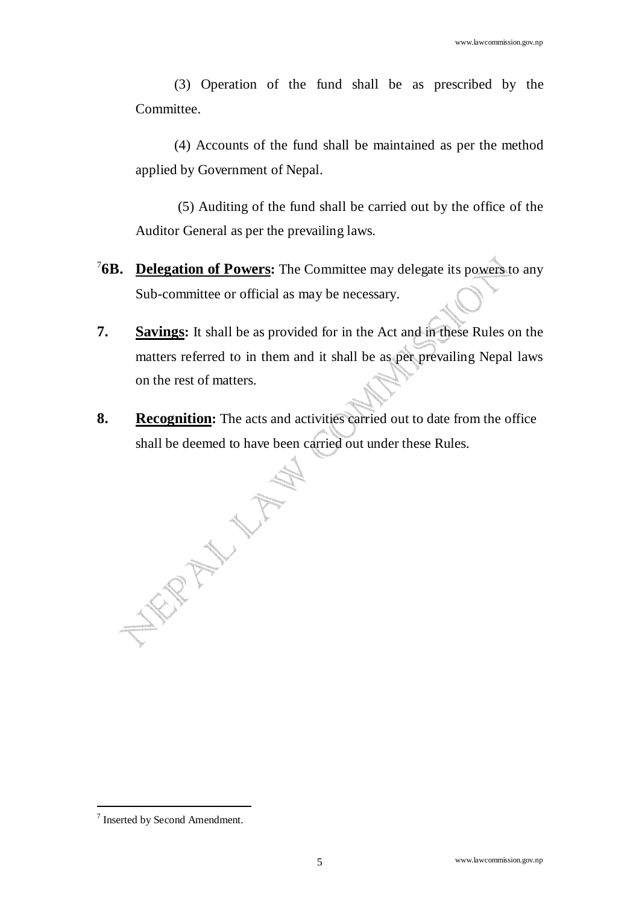(3) Operation of the fund shall be as prescribed by the Committee.

(4) Accounts of the fund shall be maintained as per the method applied by Government of Nepal.

(5) Auditing of the fund shall be carried out by the office of the Auditor General as per the prevailing laws.

[7]**6B. Delegation of Powers:** The Committee may delegate its powers to any Sub-committee or official as may be necessary.

**7. Savings:** It shall be as provided for in the Act and in these Rules on the matters referred to in them and it shall be as per prevailing Nepal laws on the rest of matters.

**8. Recognition:** The acts and activities carried out to date from the office shall be deemed to have been carried out under these Rules.

---

[7] Inserted by Second Amendment.